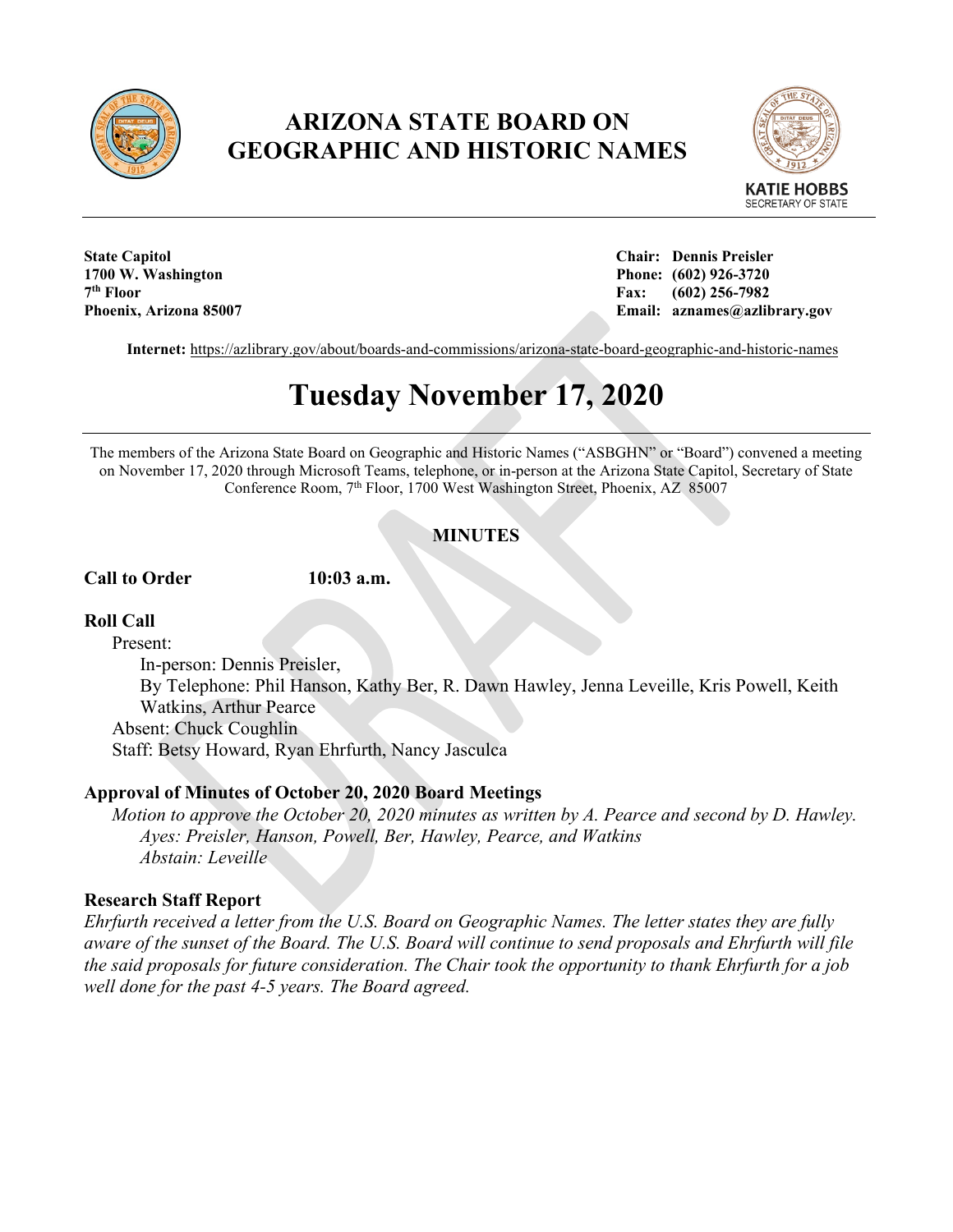# ARIZONA STATE BOARD ON GEOGRAPHIC AND HISTORIC NAMES

KATIE HOBBS
SECRETARY OF STATE

**State Capitol**
**1700 W. Washington**
**7th Floor**
**Phoenix, Arizona 85007**

**Chair: Dennis Preisler**
**Phone: (602) 926-3720**
**Fax: (602) 256-7982**
**Email: aznames@azlibrary.gov**

**Internet:** https://azlibrary.gov/about/boards-and-commissions/arizona-state-board-geographic-and-historic-names

# Tuesday November 17, 2020

The members of the Arizona State Board on Geographic and Historic Names ("ASBGHN" or "Board") convened a meeting on November 17, 2020 through Microsoft Teams, telephone, or in-person at the Arizona State Capitol, Secretary of State Conference Room, 7th Floor, 1700 West Washington Street, Phoenix, AZ 85007

## MINUTES

**Call to Order** **10:03 a.m.**

**Roll Call**

Present:

In-person: Dennis Preisler,

By Telephone: Phil Hanson, Kathy Ber, R. Dawn Hawley, Jenna Leveille, Kris Powell, Keith Watkins, Arthur Pearce

Absent: Chuck Coughlin

Staff: Betsy Howard, Ryan Ehrfurth, Nancy Jasculca

**Approval of Minutes of October 20, 2020 Board Meetings**

*Motion to approve the October 20, 2020 minutes as written by A. Pearce and second by D. Hawley.*

*Ayes: Preisler, Hanson, Powell, Ber, Hawley, Pearce, and Watkins*

*Abstain: Leveille*

**Research Staff Report**

*Ehrfurth received a letter from the U.S. Board on Geographic Names. The letter states they are fully aware of the sunset of the Board. The U.S. Board will continue to send proposals and Ehrfurth will file the said proposals for future consideration. The Chair took the opportunity to thank Ehrfurth for a job well done for the past 4-5 years. The Board agreed.*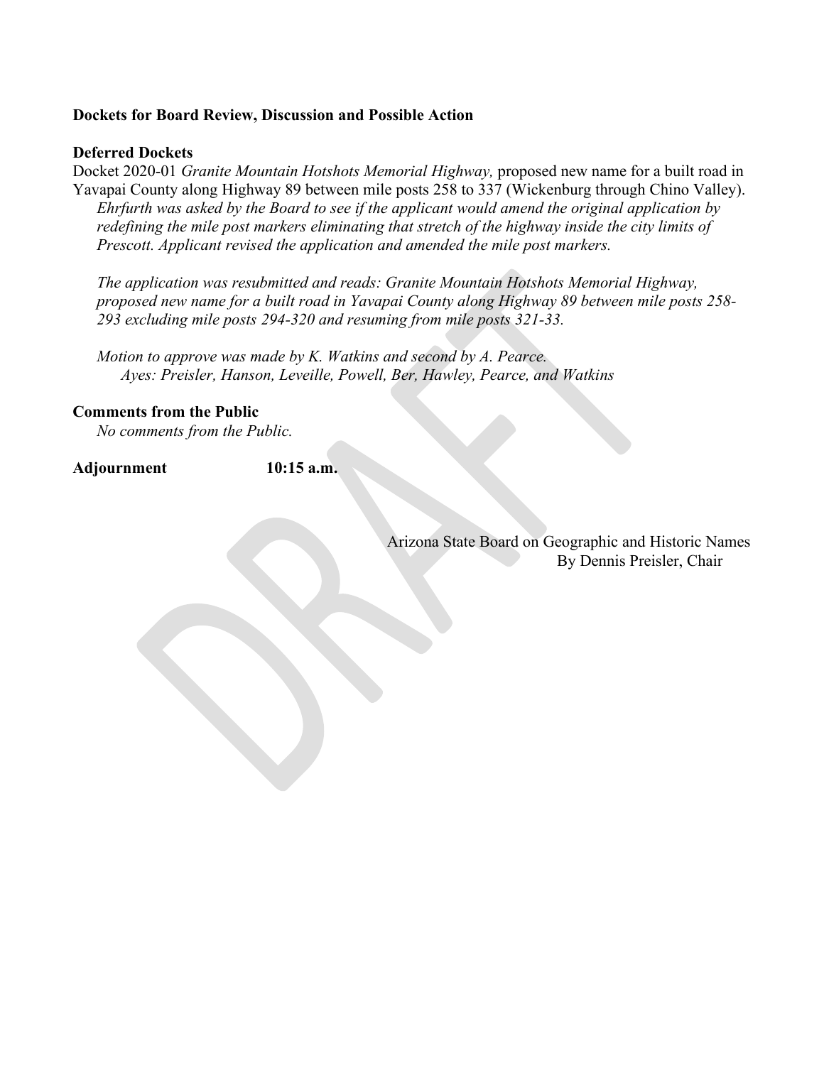**Dockets for Board Review, Discussion and Possible Action**

**Deferred Dockets**

Docket 2020-01 *Granite Mountain Hotshots Memorial Highway,* proposed new name for a built road in Yavapai County along Highway 89 between mile posts 258 to 337 (Wickenburg through Chino Valley).

*Ehrfurth was asked by the Board to see if the applicant would amend the original application by redefining the mile post markers eliminating that stretch of the highway inside the city limits of Prescott. Applicant revised the application and amended the mile post markers.*

*The application was resubmitted and reads: Granite Mountain Hotshots Memorial Highway, proposed new name for a built road in Yavapai County along Highway 89 between mile posts 258-293 excluding mile posts 294-320 and resuming from mile posts 321-33.*

*Motion to approve was made by K. Watkins and second by A. Pearce.*
*Ayes: Preisler, Hanson, Leveille, Powell, Ber, Hawley, Pearce, and Watkins*

**Comments from the Public**

*No comments from the Public.*

**Adjournment** **10:15 a.m.**

Arizona State Board on Geographic and Historic Names
By Dennis Preisler, Chair